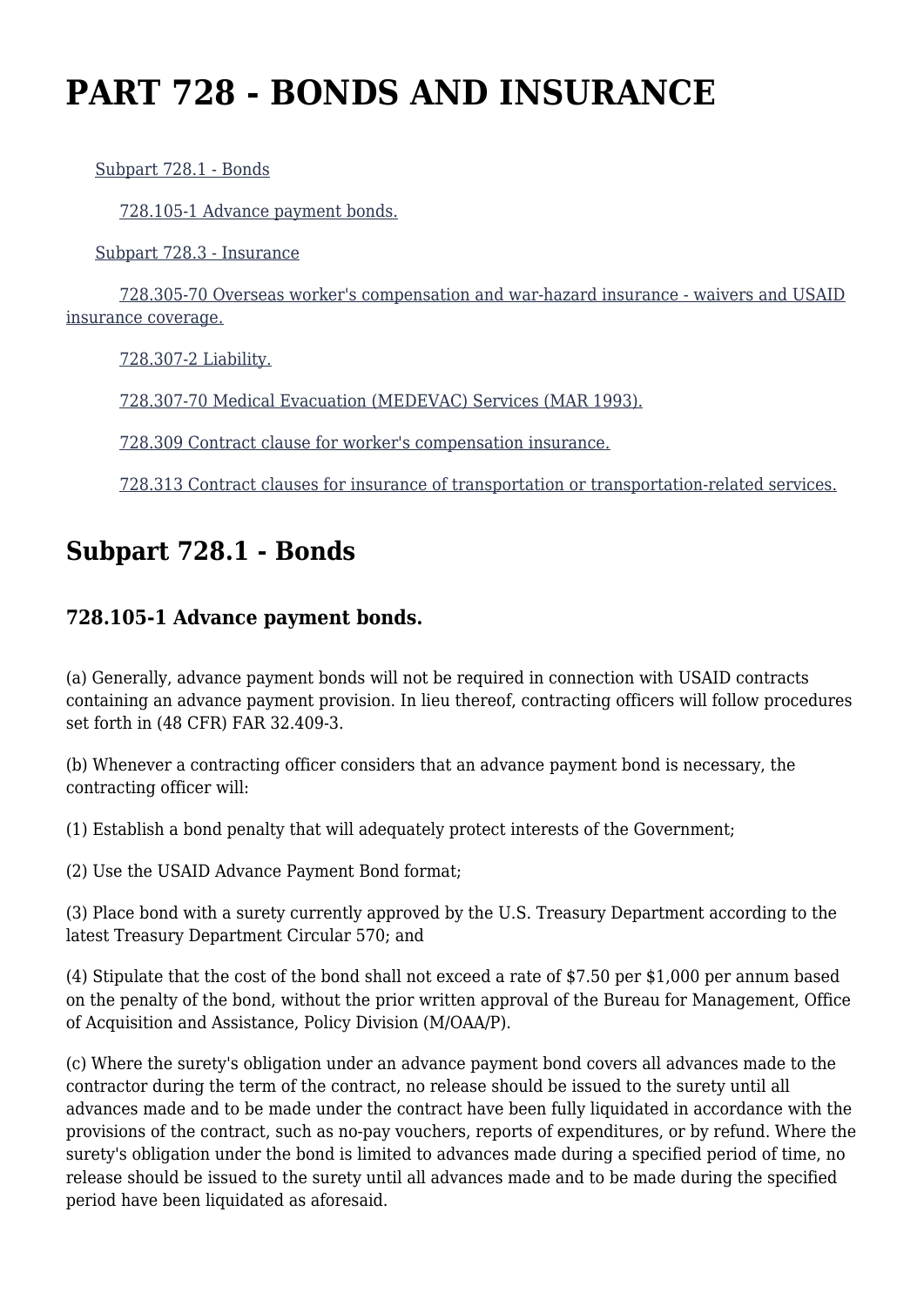# PART 728 - BONDS AND INSURANCE

Subpart 728.1 - Bonds

728.105-1 Advance payment bonds.

Subpart 728.3 - Insurance

728.305-70 Overseas worker's compensation and war-hazard insurance - waivers and USAID insurance coverage.

728.307-2 Liability.

728.307-70 Medical Evacuation (MEDEVAC) Services (MAR 1993).

728.309 Contract clause for worker's compensation insurance.

728.313 Contract clauses for insurance of transportation or transportation-related services.

## Subpart 728.1 - Bonds

### 728.105-1 Advance payment bonds.

(a) Generally, advance payment bonds will not be required in connection with USAID contracts containing an advance payment provision. In lieu thereof, contracting officers will follow procedures set forth in (48 CFR) FAR 32.409-3.

(b) Whenever a contracting officer considers that an advance payment bond is necessary, the contracting officer will:

(1) Establish a bond penalty that will adequately protect interests of the Government;

(2) Use the USAID Advance Payment Bond format;

(3) Place bond with a surety currently approved by the U.S. Treasury Department according to the latest Treasury Department Circular 570; and

(4) Stipulate that the cost of the bond shall not exceed a rate of $7.50 per $1,000 per annum based on the penalty of the bond, without the prior written approval of the Bureau for Management, Office of Acquisition and Assistance, Policy Division (M/OAA/P).

(c) Where the surety's obligation under an advance payment bond covers all advances made to the contractor during the term of the contract, no release should be issued to the surety until all advances made and to be made under the contract have been fully liquidated in accordance with the provisions of the contract, such as no-pay vouchers, reports of expenditures, or by refund. Where the surety's obligation under the bond is limited to advances made during a specified period of time, no release should be issued to the surety until all advances made and to be made during the specified period have been liquidated as aforesaid.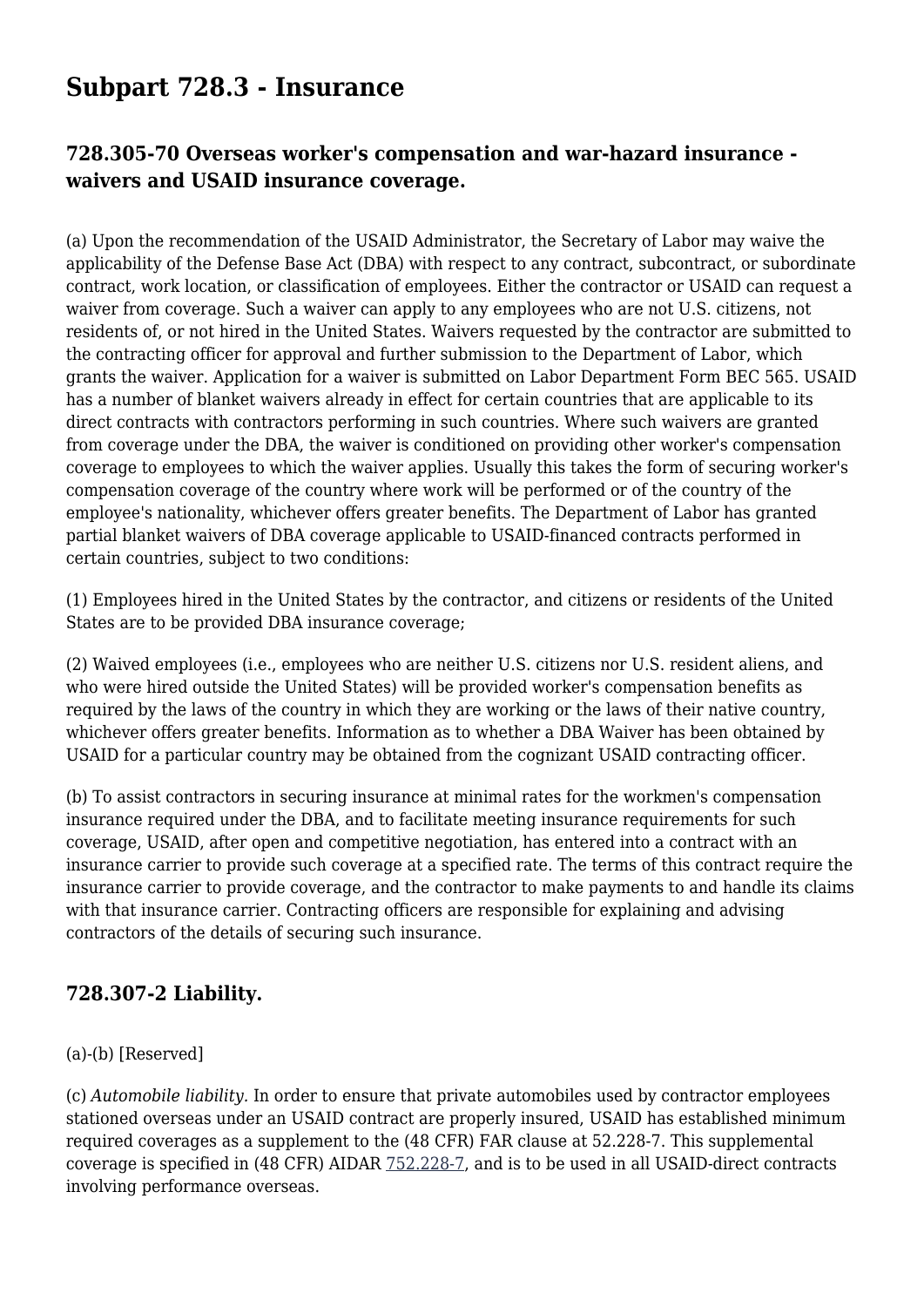# Subpart 728.3 - Insurance

## 728.305-70 Overseas worker's compensation and war-hazard insurance - waivers and USAID insurance coverage.

(a) Upon the recommendation of the USAID Administrator, the Secretary of Labor may waive the applicability of the Defense Base Act (DBA) with respect to any contract, subcontract, or subordinate contract, work location, or classification of employees. Either the contractor or USAID can request a waiver from coverage. Such a waiver can apply to any employees who are not U.S. citizens, not residents of, or not hired in the United States. Waivers requested by the contractor are submitted to the contracting officer for approval and further submission to the Department of Labor, which grants the waiver. Application for a waiver is submitted on Labor Department Form BEC 565. USAID has a number of blanket waivers already in effect for certain countries that are applicable to its direct contracts with contractors performing in such countries. Where such waivers are granted from coverage under the DBA, the waiver is conditioned on providing other worker's compensation coverage to employees to which the waiver applies. Usually this takes the form of securing worker's compensation coverage of the country where work will be performed or of the country of the employee's nationality, whichever offers greater benefits. The Department of Labor has granted partial blanket waivers of DBA coverage applicable to USAID-financed contracts performed in certain countries, subject to two conditions:

(1) Employees hired in the United States by the contractor, and citizens or residents of the United States are to be provided DBA insurance coverage;

(2) Waived employees (i.e., employees who are neither U.S. citizens nor U.S. resident aliens, and who were hired outside the United States) will be provided worker's compensation benefits as required by the laws of the country in which they are working or the laws of their native country, whichever offers greater benefits. Information as to whether a DBA Waiver has been obtained by USAID for a particular country may be obtained from the cognizant USAID contracting officer.

(b) To assist contractors in securing insurance at minimal rates for the workmen's compensation insurance required under the DBA, and to facilitate meeting insurance requirements for such coverage, USAID, after open and competitive negotiation, has entered into a contract with an insurance carrier to provide such coverage at a specified rate. The terms of this contract require the insurance carrier to provide coverage, and the contractor to make payments to and handle its claims with that insurance carrier. Contracting officers are responsible for explaining and advising contractors of the details of securing such insurance.

## 728.307-2 Liability.

(a)-(b) [Reserved]

(c) *Automobile liability.* In order to ensure that private automobiles used by contractor employees stationed overseas under an USAID contract are properly insured, USAID has established minimum required coverages as a supplement to the (48 CFR) FAR clause at 52.228-7. This supplemental coverage is specified in (48 CFR) AIDAR 752.228-7, and is to be used in all USAID-direct contracts involving performance overseas.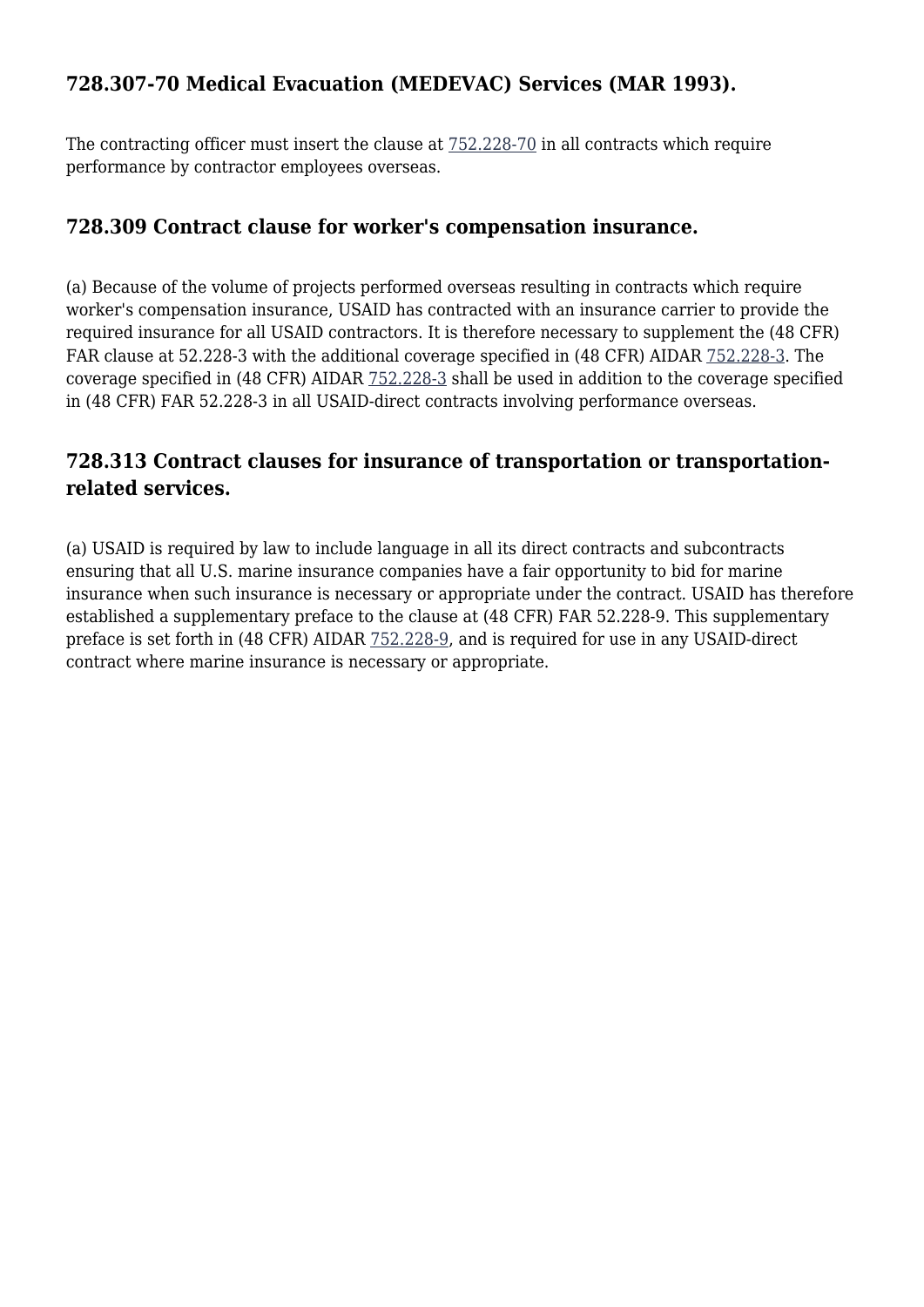### 728.307-70 Medical Evacuation (MEDEVAC) Services (MAR 1993).

The contracting officer must insert the clause at 752.228-70 in all contracts which require performance by contractor employees overseas.

### 728.309 Contract clause for worker's compensation insurance.

(a) Because of the volume of projects performed overseas resulting in contracts which require worker's compensation insurance, USAID has contracted with an insurance carrier to provide the required insurance for all USAID contractors. It is therefore necessary to supplement the (48 CFR) FAR clause at 52.228-3 with the additional coverage specified in (48 CFR) AIDAR 752.228-3. The coverage specified in (48 CFR) AIDAR 752.228-3 shall be used in addition to the coverage specified in (48 CFR) FAR 52.228-3 in all USAID-direct contracts involving performance overseas.

### 728.313 Contract clauses for insurance of transportation or transportation-related services.

(a) USAID is required by law to include language in all its direct contracts and subcontracts ensuring that all U.S. marine insurance companies have a fair opportunity to bid for marine insurance when such insurance is necessary or appropriate under the contract. USAID has therefore established a supplementary preface to the clause at (48 CFR) FAR 52.228-9. This supplementary preface is set forth in (48 CFR) AIDAR 752.228-9, and is required for use in any USAID-direct contract where marine insurance is necessary or appropriate.